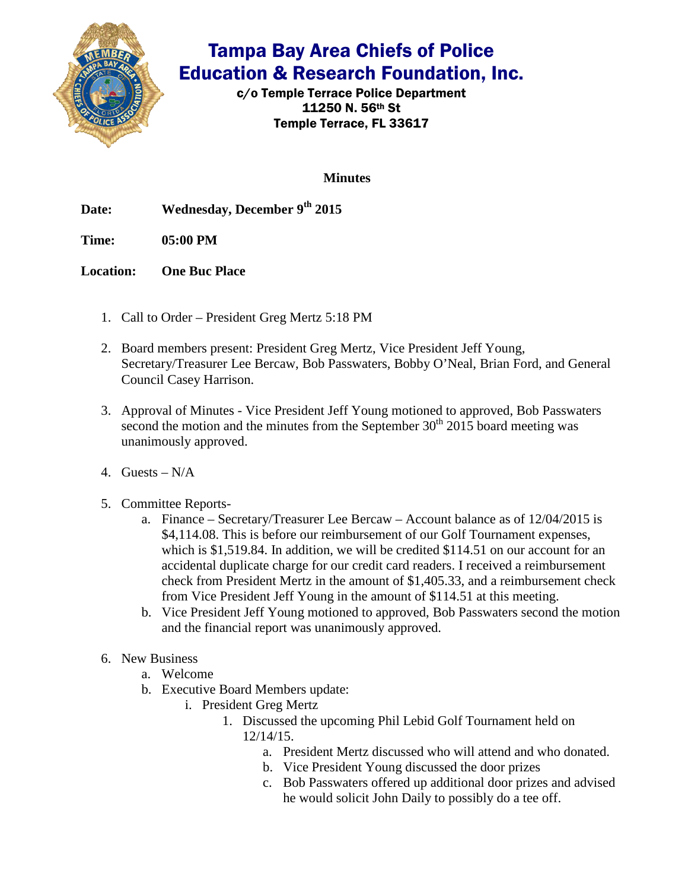# Tampa Bay Area Chiefs of Police Education & Research Foundation, Inc.

c/o Temple Terrace Police Department
11250 N. 56th St
Temple Terrace, FL 33617

**Minutes**

**Date:** **Wednesday, December 9th 2015**

**Time:** **05:00 PM**

**Location:** **One Buc Place**

1. Call to Order – President Greg Mertz 5:18 PM

2. Board members present: President Greg Mertz, Vice President Jeff Young, Secretary/Treasurer Lee Bercaw, Bob Passwaters, Bobby O'Neal, Brian Ford, and General Council Casey Harrison.

3. Approval of Minutes - Vice President Jeff Young motioned to approved, Bob Passwaters second the motion and the minutes from the September 30th 2015 board meeting was unanimously approved.

4. Guests – N/A

5. Committee Reports-
   a. Finance – Secretary/Treasurer Lee Bercaw – Account balance as of 12/04/2015 is $4,114.08. This is before our reimbursement of our Golf Tournament expenses, which is $1,519.84. In addition, we will be credited $114.51 on our account for an accidental duplicate charge for our credit card readers. I received a reimbursement check from President Mertz in the amount of $1,405.33, and a reimbursement check from Vice President Jeff Young in the amount of $114.51 at this meeting.
   b. Vice President Jeff Young motioned to approved, Bob Passwaters second the motion and the financial report was unanimously approved.

6. New Business
   a. Welcome
   b. Executive Board Members update:
      i. President Greg Mertz
         1. Discussed the upcoming Phil Lebid Golf Tournament held on 12/14/15.
            a. President Mertz discussed who will attend and who donated.
            b. Vice President Young discussed the door prizes
            c. Bob Passwaters offered up additional door prizes and advised he would solicit John Daily to possibly do a tee off.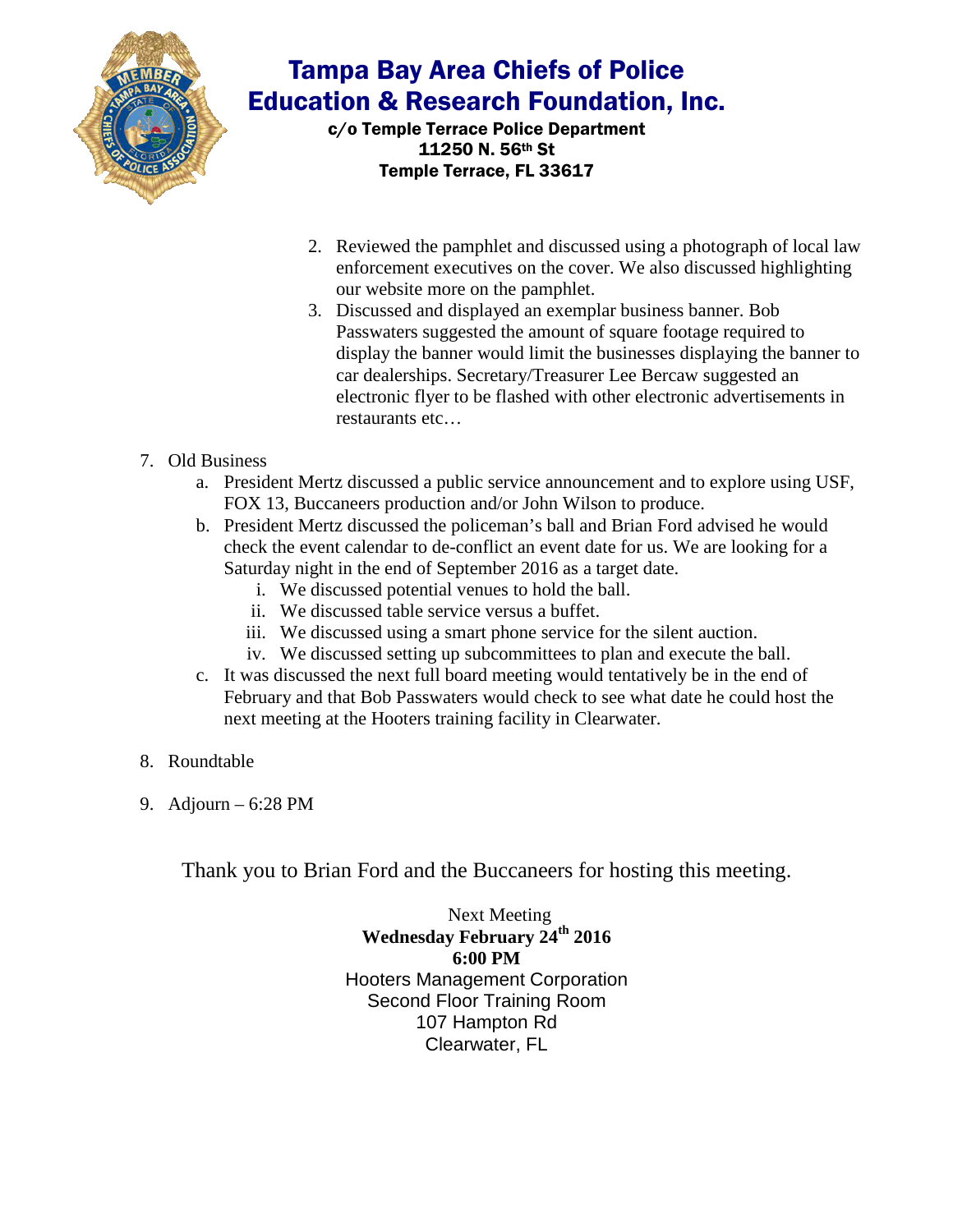# Tampa Bay Area Chiefs of Police Education & Research Foundation, Inc.

**c/o Temple Terrace Police Department**
**11250 N. 56th St**
**Temple Terrace, FL 33617**

2. Reviewed the pamphlet and discussed using a photograph of local law enforcement executives on the cover. We also discussed highlighting our website more on the pamphlet.
3. Discussed and displayed an exemplar business banner. Bob Passwaters suggested the amount of square footage required to display the banner would limit the businesses displaying the banner to car dealerships. Secretary/Treasurer Lee Bercaw suggested an electronic flyer to be flashed with other electronic advertisements in restaurants etc…

7. Old Business
   a. President Mertz discussed a public service announcement and to explore using USF, FOX 13, Buccaneers production and/or John Wilson to produce.
   b. President Mertz discussed the policeman's ball and Brian Ford advised he would check the event calendar to de-conflict an event date for us. We are looking for a Saturday night in the end of September 2016 as a target date.
      i. We discussed potential venues to hold the ball.
      ii. We discussed table service versus a buffet.
      iii. We discussed using a smart phone service for the silent auction.
      iv. We discussed setting up subcommittees to plan and execute the ball.
   c. It was discussed the next full board meeting would tentatively be in the end of February and that Bob Passwaters would check to see what date he could host the next meeting at the Hooters training facility in Clearwater.

8. Roundtable

9. Adjourn – 6:28 PM

Thank you to Brian Ford and the Buccaneers for hosting this meeting.

Next Meeting
**Wednesday February 24th 2016**
**6:00 PM**
Hooters Management Corporation
Second Floor Training Room
107 Hampton Rd
Clearwater, FL